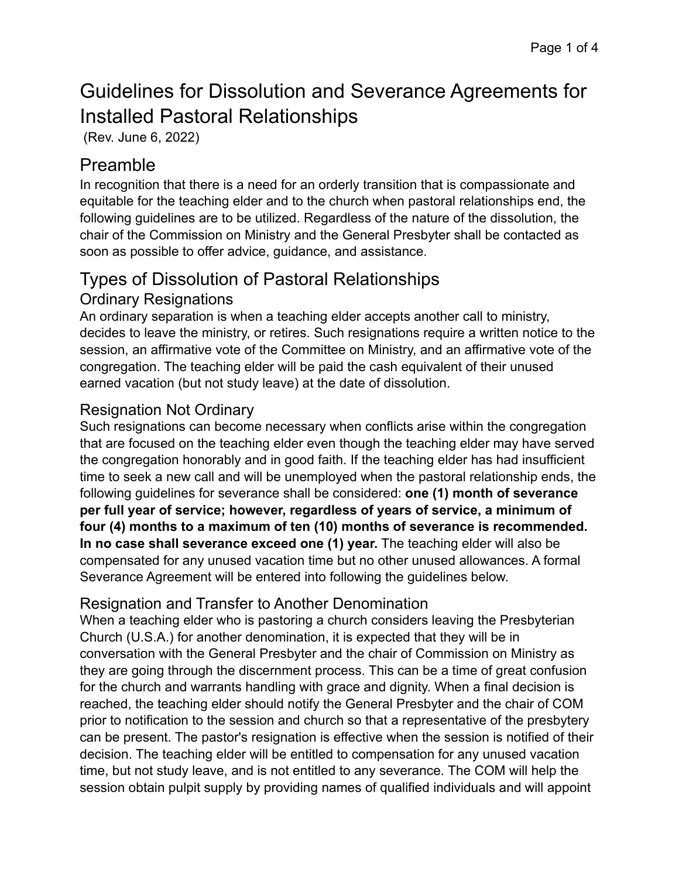# Guidelines for Dissolution and Severance Agreements for Installed Pastoral Relationships

(Rev. June 6, 2022)

## Preamble

In recognition that there is a need for an orderly transition that is compassionate and equitable for the teaching elder and to the church when pastoral relationships end, the following guidelines are to be utilized. Regardless of the nature of the dissolution, the chair of the Commission on Ministry and the General Presbyter shall be contacted as soon as possible to offer advice, guidance, and assistance.

## Types of Dissolution of Pastoral Relationships

### Ordinary Resignations

An ordinary separation is when a teaching elder accepts another call to ministry, decides to leave the ministry, or retires. Such resignations require a written notice to the session, an affirmative vote of the Committee on Ministry, and an affirmative vote of the congregation. The teaching elder will be paid the cash equivalent of their unused earned vacation (but not study leave) at the date of dissolution.

### Resignation Not Ordinary

Such resignations can become necessary when conflicts arise within the congregation that are focused on the teaching elder even though the teaching elder may have served the congregation honorably and in good faith. If the teaching elder has had insufficient time to seek a new call and will be unemployed when the pastoral relationship ends, the following guidelines for severance shall be considered: **one (1) month of severance per full year of service; however, regardless of years of service, a minimum of four (4) months to a maximum of ten (10) months of severance is recommended. In no case shall severance exceed one (1) year.** The teaching elder will also be compensated for any unused vacation time but no other unused allowances. A formal Severance Agreement will be entered into following the guidelines below.

### Resignation and Transfer to Another Denomination

When a teaching elder who is pastoring a church considers leaving the Presbyterian Church (U.S.A.) for another denomination, it is expected that they will be in conversation with the General Presbyter and the chair of Commission on Ministry as they are going through the discernment process. This can be a time of great confusion for the church and warrants handling with grace and dignity. When a final decision is reached, the teaching elder should notify the General Presbyter and the chair of COM prior to notification to the session and church so that a representative of the presbytery can be present. The pastor's resignation is effective when the session is notified of their decision. The teaching elder will be entitled to compensation for any unused vacation time, but not study leave, and is not entitled to any severance. The COM will help the session obtain pulpit supply by providing names of qualified individuals and will appoint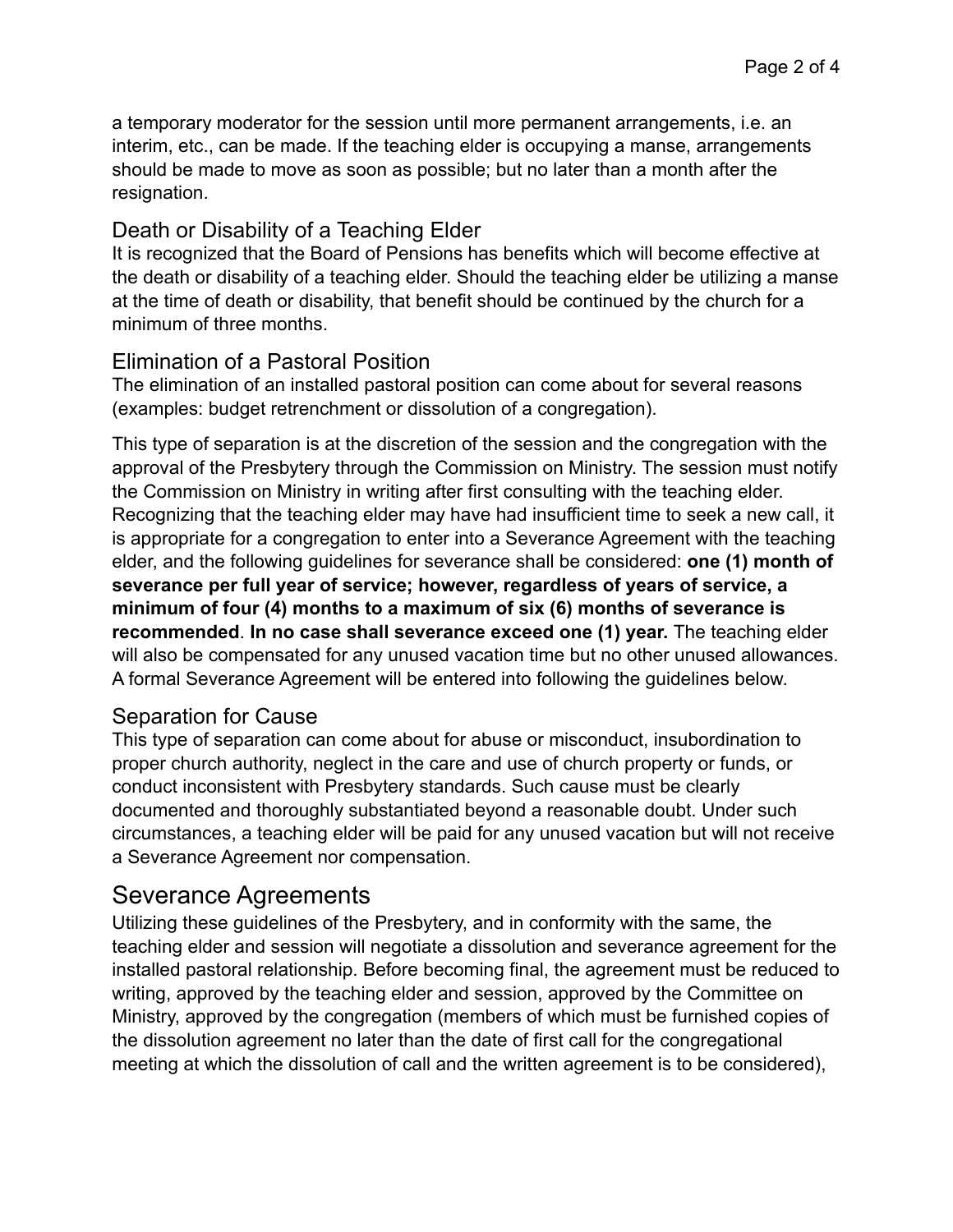a temporary moderator for the session until more permanent arrangements, i.e. an interim, etc., can be made. If the teaching elder is occupying a manse, arrangements should be made to move as soon as possible; but no later than a month after the resignation.

### Death or Disability of a Teaching Elder

It is recognized that the Board of Pensions has benefits which will become effective at the death or disability of a teaching elder. Should the teaching elder be utilizing a manse at the time of death or disability, that benefit should be continued by the church for a minimum of three months.

### Elimination of a Pastoral Position

The elimination of an installed pastoral position can come about for several reasons (examples: budget retrenchment or dissolution of a congregation).

This type of separation is at the discretion of the session and the congregation with the approval of the Presbytery through the Commission on Ministry. The session must notify the Commission on Ministry in writing after first consulting with the teaching elder. Recognizing that the teaching elder may have had insufficient time to seek a new call, it is appropriate for a congregation to enter into a Severance Agreement with the teaching elder, and the following guidelines for severance shall be considered: **one (1) month of severance per full year of service; however, regardless of years of service, a minimum of four (4) months to a maximum of six (6) months of severance is recommended**. **In no case shall severance exceed one (1) year.** The teaching elder will also be compensated for any unused vacation time but no other unused allowances. A formal Severance Agreement will be entered into following the guidelines below.

### Separation for Cause

This type of separation can come about for abuse or misconduct, insubordination to proper church authority, neglect in the care and use of church property or funds, or conduct inconsistent with Presbytery standards. Such cause must be clearly documented and thoroughly substantiated beyond a reasonable doubt. Under such circumstances, a teaching elder will be paid for any unused vacation but will not receive a Severance Agreement nor compensation.

## Severance Agreements

Utilizing these guidelines of the Presbytery, and in conformity with the same, the teaching elder and session will negotiate a dissolution and severance agreement for the installed pastoral relationship. Before becoming final, the agreement must be reduced to writing, approved by the teaching elder and session, approved by the Committee on Ministry, approved by the congregation (members of which must be furnished copies of the dissolution agreement no later than the date of first call for the congregational meeting at which the dissolution of call and the written agreement is to be considered),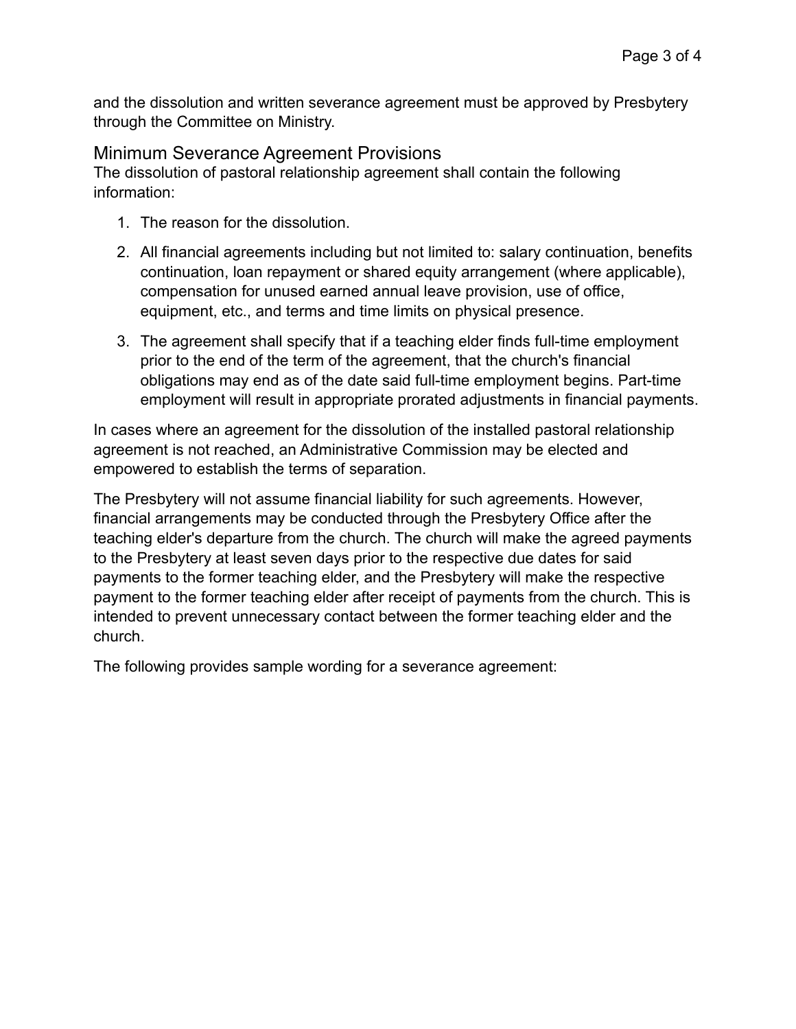and the dissolution and written severance agreement must be approved by Presbytery through the Committee on Ministry.

## Minimum Severance Agreement Provisions

The dissolution of pastoral relationship agreement shall contain the following information:

1. The reason for the dissolution.
2. All financial agreements including but not limited to: salary continuation, benefits continuation, loan repayment or shared equity arrangement (where applicable), compensation for unused earned annual leave provision, use of office, equipment, etc., and terms and time limits on physical presence.
3. The agreement shall specify that if a teaching elder finds full-time employment prior to the end of the term of the agreement, that the church's financial obligations may end as of the date said full-time employment begins. Part-time employment will result in appropriate prorated adjustments in financial payments.

In cases where an agreement for the dissolution of the installed pastoral relationship agreement is not reached, an Administrative Commission may be elected and empowered to establish the terms of separation.

The Presbytery will not assume financial liability for such agreements. However, financial arrangements may be conducted through the Presbytery Office after the teaching elder's departure from the church. The church will make the agreed payments to the Presbytery at least seven days prior to the respective due dates for said payments to the former teaching elder, and the Presbytery will make the respective payment to the former teaching elder after receipt of payments from the church. This is intended to prevent unnecessary contact between the former teaching elder and the church.

The following provides sample wording for a severance agreement: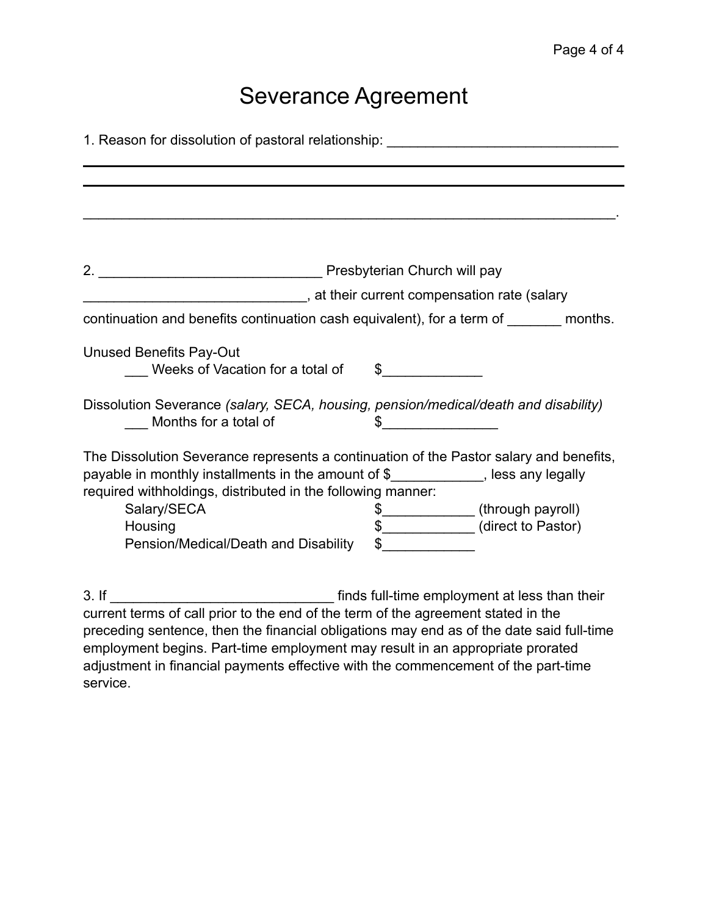# Severance Agreement

1. Reason for dissolution of pastoral relationship: ______________________________

_____________________________________________________________________

_____________________________________________________________________

_____________________________________________________________________.

2. _____________________________ Presbyterian Church will pay _____________________________, at their current compensation rate (salary continuation and benefits continuation cash equivalent), for a term of _______ months.

Unused Benefits Pay-Out

___ Weeks of Vacation for a total of $_____________

Dissolution Severance *(salary, SECA, housing, pension/medical/death and disability)*

___ Months for a total of $_______________

The Dissolution Severance represents a continuation of the Pastor salary and benefits, payable in monthly installments in the amount of $____________, less any legally required withholdings, distributed in the following manner:

Salary/SECA $____________ (through payroll)

Housing $____________ (direct to Pastor)

Pension/Medical/Death and Disability $____________

3. If _____________________________ finds full-time employment at less than their current terms of call prior to the end of the term of the agreement stated in the preceding sentence, then the financial obligations may end as of the date said full-time employment begins. Part-time employment may result in an appropriate prorated adjustment in financial payments effective with the commencement of the part-time service.